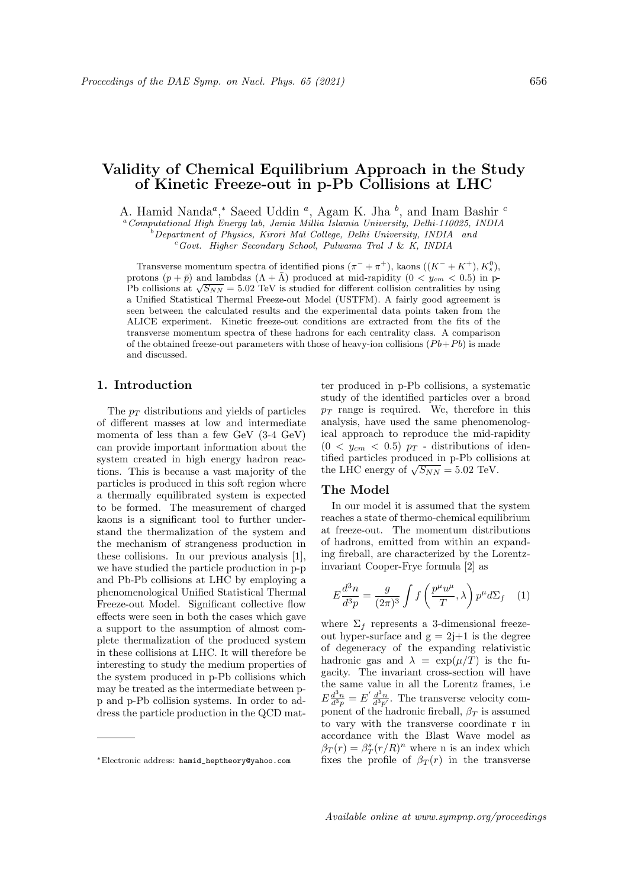# Validity of Chemical Equilibrium Approach in the Study of Kinetic Freeze-out in p-Pb Collisions at LHC

A. Hamid Nanda[a,*] Saeed Uddin [a], Agam K. Jha [b], and Inam Bashir [c]

[a] *Computational High Energy lab, Jamia Millia Islamia University, Delhi-110025, INDIA*
[b] *Department of Physics, Kirori Mal College, Delhi University, INDIA and*
[c] *Govt. Higher Secondary School, Pulwama Tral J & K, INDIA*

Transverse momentum spectra of identified pions ($\pi^- + \pi^+$), kaons ($(K^- + K^+), K_s^0$), protons ($p + \bar{p}$) and lambdas ($\Lambda + \bar{\Lambda}$) produced at mid-rapidity ($0 < y_{cm} < 0.5$) in p-Pb collisions at $\sqrt{S_{NN}} = 5.02$ TeV is studied for different collision centralities by using a Unified Statistical Thermal Freeze-out Model (USTFM). A fairly good agreement is seen between the calculated results and the experimental data points taken from the ALICE experiment. Kinetic freeze-out conditions are extracted from the fits of the transverse momentum spectra of these hadrons for each centrality class. A comparison of the obtained freeze-out parameters with those of heavy-ion collisions ($Pb{+}Pb$) is made and discussed.

## 1. Introduction

The $p_T$ distributions and yields of particles of different masses at low and intermediate momenta of less than a few GeV (3-4 GeV) can provide important information about the system created in high energy hadron reactions. This is because a vast majority of the particles is produced in this soft region where a thermally equilibrated system is expected to be formed. The measurement of charged kaons is a significant tool to further understand the thermalization of the system and the mechanism of strangeness production in these collisions. In our previous analysis [1], we have studied the particle production in p-p and Pb-Pb collisions at LHC by employing a phenomenological Unified Statistical Thermal Freeze-out Model. Significant collective flow effects were seen in both the cases which gave a support to the assumption of almost complete thermalization of the produced system in these collisions at LHC. It will therefore be interesting to study the medium properties of the system produced in p-Pb collisions which may be treated as the intermediate between p-p and p-Pb collision systems. In order to address the particle production in the QCD matter produced in p-Pb collisions, a systematic study of the identified particles over a broad $p_T$ range is required. We, therefore in this analysis, have used the same phenomenological approach to reproduce the mid-rapidity ($0 < y_{cm} < 0.5$) $p_T$ - distributions of identified particles produced in p-Pb collisions at the LHC energy of $\sqrt{S_{NN}} = 5.02$ TeV.

## The Model

In our model it is assumed that the system reaches a state of thermo-chemical equilibrium at freeze-out. The momentum distributions of hadrons, emitted from within an expanding fireball, are characterized by the Lorentz-invariant Cooper-Frye formula [2] as

$$E\frac{d^3n}{d^3p} = \frac{g}{(2\pi)^3}\int f\left(\frac{p^\mu u^\mu}{T}, \lambda\right) p^\mu d\Sigma_f \quad (1)$$

where $\Sigma_f$ represents a 3-dimensional freeze-out hyper-surface and g = 2j+1 is the degree of degeneracy of the expanding relativistic hadronic gas and $\lambda = \exp(\mu/T)$ is the fugacity. The invariant cross-section will have the same value in all the Lorentz frames, i.e $E\frac{d^3n}{d^3p} = E^{'}\frac{d^3n}{d^3p^{'}}$. The transverse velocity component of the hadronic fireball, $\beta_T$ is assumed to vary with the transverse coordinate r in accordance with the Blast Wave model as $\beta_T(r) = \beta_T^s(r/R)^n$ where n is an index which fixes the profile of $\beta_T(r)$ in the transverse

*Electronic address: hamid_heptheory@yahoo.com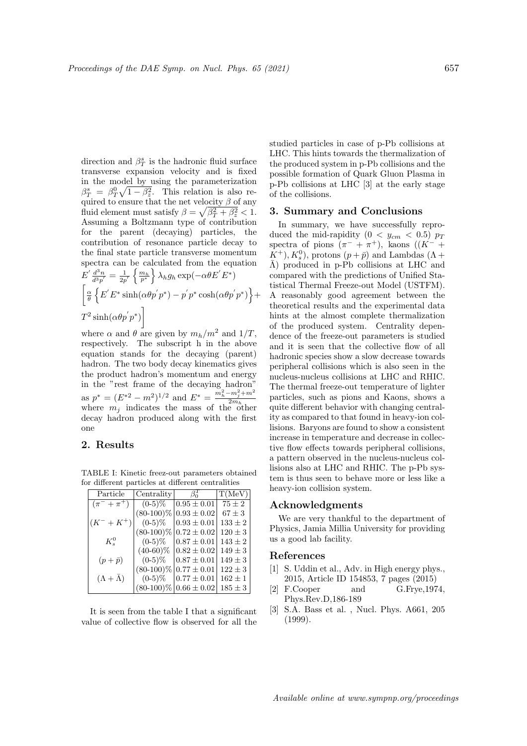direction and $\beta_T^s$ is the hadronic fluid surface transverse expansion velocity and is fixed in the model by using the parameterization $\beta_T^s = \beta_T^0\sqrt{1-\beta_z^2}$. This relation is also required to ensure that the net velocity $\beta$ of any fluid element must satisfy $\beta = \sqrt{\beta_T^2 + \beta_z^2} < 1$. Assuming a Boltzmann type of contribution for the parent (decaying) particles, the contribution of resonance particle decay to the final state particle transverse momentum spectra can be calculated from the equation

$$E^{'}\frac{d^3n}{d^3p^{'}} = \frac{1}{2p^{'}}\left\{\frac{m_h}{p^*}\right\}\lambda_h g_h \exp(-\alpha\theta E^{'}E^*)$$
$$\left[\frac{\alpha}{\theta}\left\{E^{'}E^*\sinh(\alpha\theta p^{'}p^*) - p^{'}p^*\cosh(\alpha\theta p^{'}p^*)\right\} + T^2\sinh(\alpha\theta p^{'}p^*)\right]$$

where $\alpha$ and $\theta$ are given by $m_h/m^2$ and $1/T$, respectively. The subscript h in the above equation stands for the decaying (parent) hadron. The two body decay kinematics gives the product hadron's momentum and energy in the "rest frame of the decaying hadron" as $p^* = (E^{*2} - m^2)^{1/2}$ and $E^* = \frac{m_h^2 - m_j^2 + m^2}{2m_h}$ where $m_j$ indicates the mass of the other decay hadron produced along with the first one

## 2. Results

TABLE I: Kinetic frezz-out parameters obtained for different particles at different centralities

| Particle | Centrality | $\beta_0^T$ | T(MeV) |
|---|---|---|---|
| $(\pi^- + \pi^+)$ | (0-5)% | $0.95 \pm 0.01$ | $75 \pm 2$ |
| | (80-100)% | $0.93 \pm 0.02$ | $67 \pm 3$ |
| $(K^- + K^+)$ | (0-5)% | $0.93 \pm 0.01$ | $133 \pm 2$ |
| | (80-100)% | $0.72 \pm 0.02$ | $120 \pm 3$ |
| $K_s^0$ | (0-5)% | $0.87 \pm 0.01$ | $143 \pm 2$ |
| | (40-60)% | $0.82 \pm 0.02$ | $149 \pm 3$ |
| $(p + \bar{p})$ | (0-5)% | $0.87 \pm 0.01$ | $149 \pm 3$ |
| | (80-100)% | $0.77 \pm 0.01$ | $122 \pm 3$ |
| $(\Lambda + \bar{\Lambda})$ | (0-5)% | $0.77 \pm 0.01$ | $162 \pm 1$ |
| | (80-100)% | $0.66 \pm 0.02$ | $185 \pm 3$ |

It is seen from the table I that a significant value of collective flow is observed for all the studied particles in case of p-Pb collisions at LHC. This hints towards the thermalization of the produced system in p-Pb collisions and the possible formation of Quark Gluon Plasma in p-Pb collisions at LHC [3] at the early stage of the collisions.

## 3. Summary and Conclusions

In summary, we have successfully reproduced the mid-rapidity ($0 < y_{cm} < 0.5$) $p_T$ spectra of pions ($\pi^- + \pi^+$), kaons (($K^- + K^+$), $K_s^0$), protons ($p + \bar{p}$) and Lambdas ($\Lambda + \bar{\Lambda}$) produced in p-Pb collisions at LHC and compared with the predictions of Unified Statistical Thermal Freeze-out Model (USTFM). A reasonably good agreement between the theoretical results and the experimental data hints at the almost complete thermalization of the produced system. Centrality dependence of the freeze-out parameters is studied and it is seen that the collective flow of all hadronic species show a slow decrease towards peripheral collisions which is also seen in the nucleus-nucleus collisions at LHC and RHIC. The thermal freeze-out temperature of lighter particles, such as pions and Kaons, shows a quite different behavior with changing centrality as compared to that found in heavy-ion collisions. Baryons are found to show a consistent increase in temperature and decrease in collective flow effects towards peripheral collisions, a pattern observed in the nucleus-nucleus collisions also at LHC and RHIC. The p-Pb system is thus seen to behave more or less like a heavy-ion collision system.

## Acknowledgments

We are very thankful to the department of Physics, Jamia Millia University for providing us a good lab facility.

## References

[1] S. Uddin et al., Adv. in High energy phys., 2015, Article ID 154853, 7 pages (2015)

[2] F.Cooper and G.Frye,1974, Phys.Rev.D,186-189

[3] S.A. Bass et al. , Nucl. Phys. A661, 205 (1999).